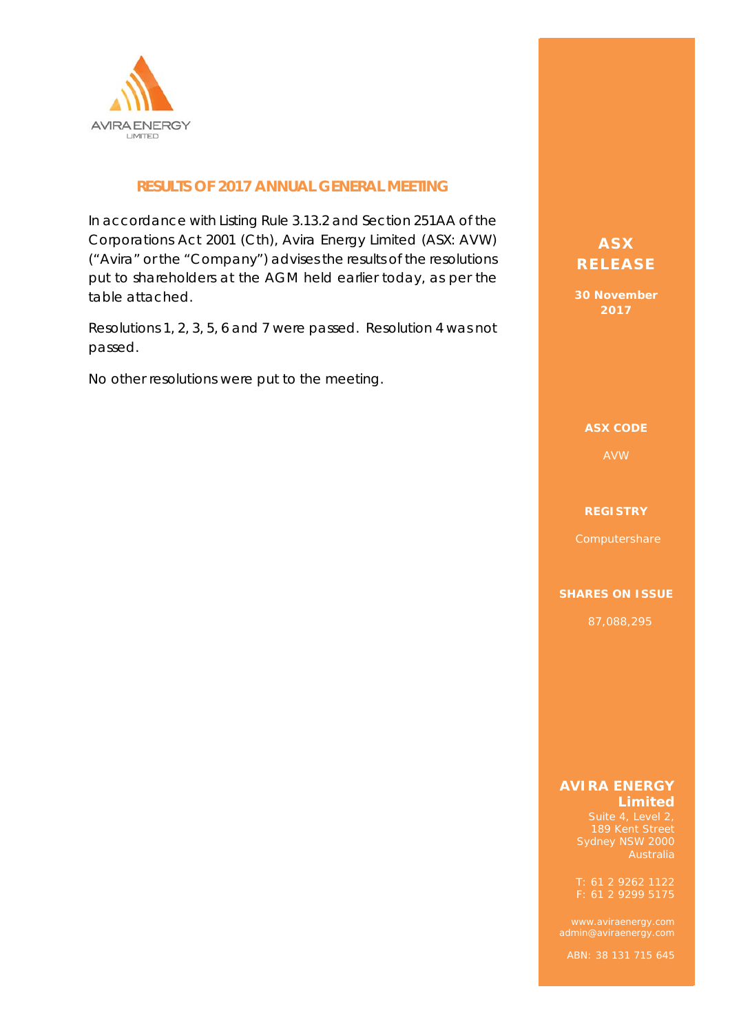AVIRA ENERGY
LIMITED

## RESULTS OF 2017 ANNUAL GENERAL MEETING

In accordance with Listing Rule 3.13.2 and Section 251AA of the Corporations Act 2001 (Cth), Avira Energy Limited (ASX: AVW) ("Avira" or the "Company") advises the results of the resolutions put to shareholders at the AGM held earlier today, as per the table attached.

Resolutions 1, 2, 3, 5, 6 and 7 were passed. Resolution 4 was not passed.

No other resolutions were put to the meeting.

**ASX RELEASE**

**30 November 2017**

**ASX CODE**

AVW

**REGISTRY**

Computershare

**SHARES ON ISSUE**

87,088,295

**AVIRA ENERGY Limited**
Suite 4, Level 2,
189 Kent Street
Sydney NSW 2000
Australia

T: 61 2 9262 1122
F: 61 2 9299 5175

www.aviraenergy.com
admin@aviraenergy.com

ABN: 38 131 715 645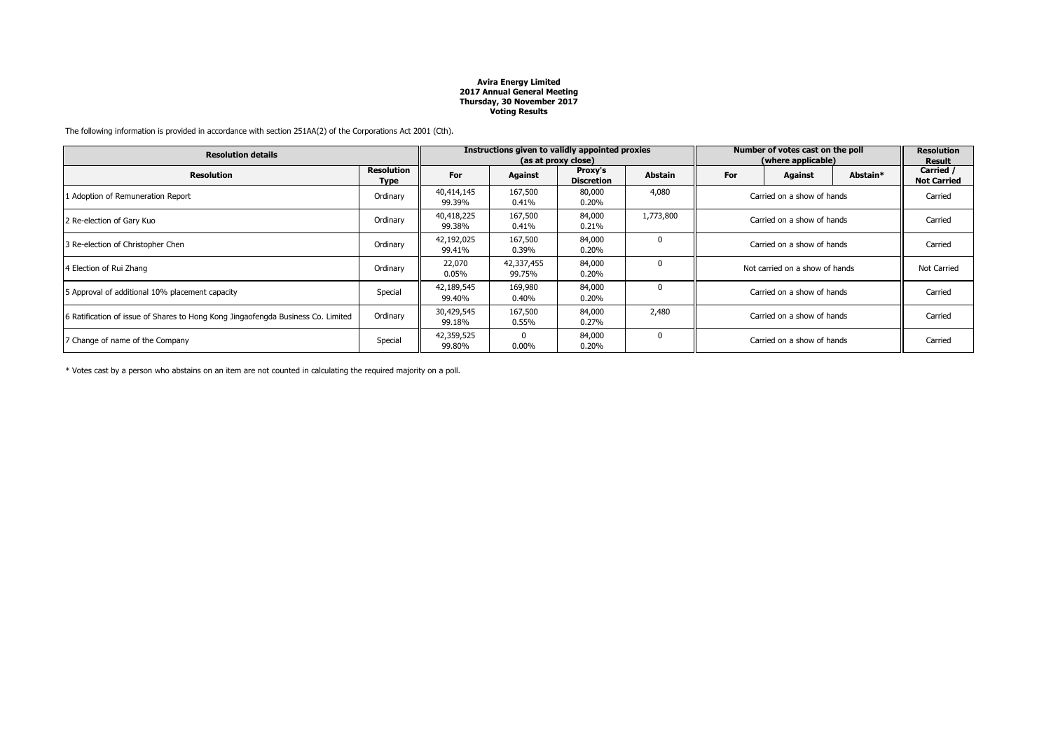**Avira Energy Limited**
**2017 Annual General Meeting**
**Thursday, 30 November 2017**
**Voting Results**

The following information is provided in accordance with section 251AA(2) of the Corporations Act 2001 (Cth).

| Resolution details | | Instructions given to validly appointed proxies (as at proxy close) | | | | Number of votes cast on the poll (where applicable) | | | Resolution Result |
|---|---|---|---|---|---|---|---|---|---|
| **Resolution** | **Resolution Type** | **For** | **Against** | **Proxy's Discretion** | **Abstain** | **For** | **Against** | **Abstain*** | **Carried / Not Carried** |
| 1 Adoption of Remuneration Report | Ordinary | 40,414,145 99.39% | 167,500 0.41% | 80,000 0.20% | 4,080 | Carried on a show of hands | | | Carried |
| 2 Re-election of Gary Kuo | Ordinary | 40,418,225 99.38% | 167,500 0.41% | 84,000 0.21% | 1,773,800 | Carried on a show of hands | | | Carried |
| 3 Re-election of Christopher Chen | Ordinary | 42,192,025 99.41% | 167,500 0.39% | 84,000 0.20% | 0 | Carried on a show of hands | | | Carried |
| 4 Election of Rui Zhang | Ordinary | 22,070 0.05% | 42,337,455 99.75% | 84,000 0.20% | 0 | Not carried on a show of hands | | | Not Carried |
| 5 Approval of additional 10% placement capacity | Special | 42,189,545 99.40% | 169,980 0.40% | 84,000 0.20% | 0 | Carried on a show of hands | | | Carried |
| 6 Ratification of issue of Shares to Hong Kong Jingaofengda Business Co. Limited | Ordinary | 30,429,545 99.18% | 167,500 0.55% | 84,000 0.27% | 2,480 | Carried on a show of hands | | | Carried |
| 7 Change of name of the Company | Special | 42,359,525 99.80% | 0 0.00% | 84,000 0.20% | 0 | Carried on a show of hands | | | Carried |

* Votes cast by a person who abstains on an item are not counted in calculating the required majority on a poll.